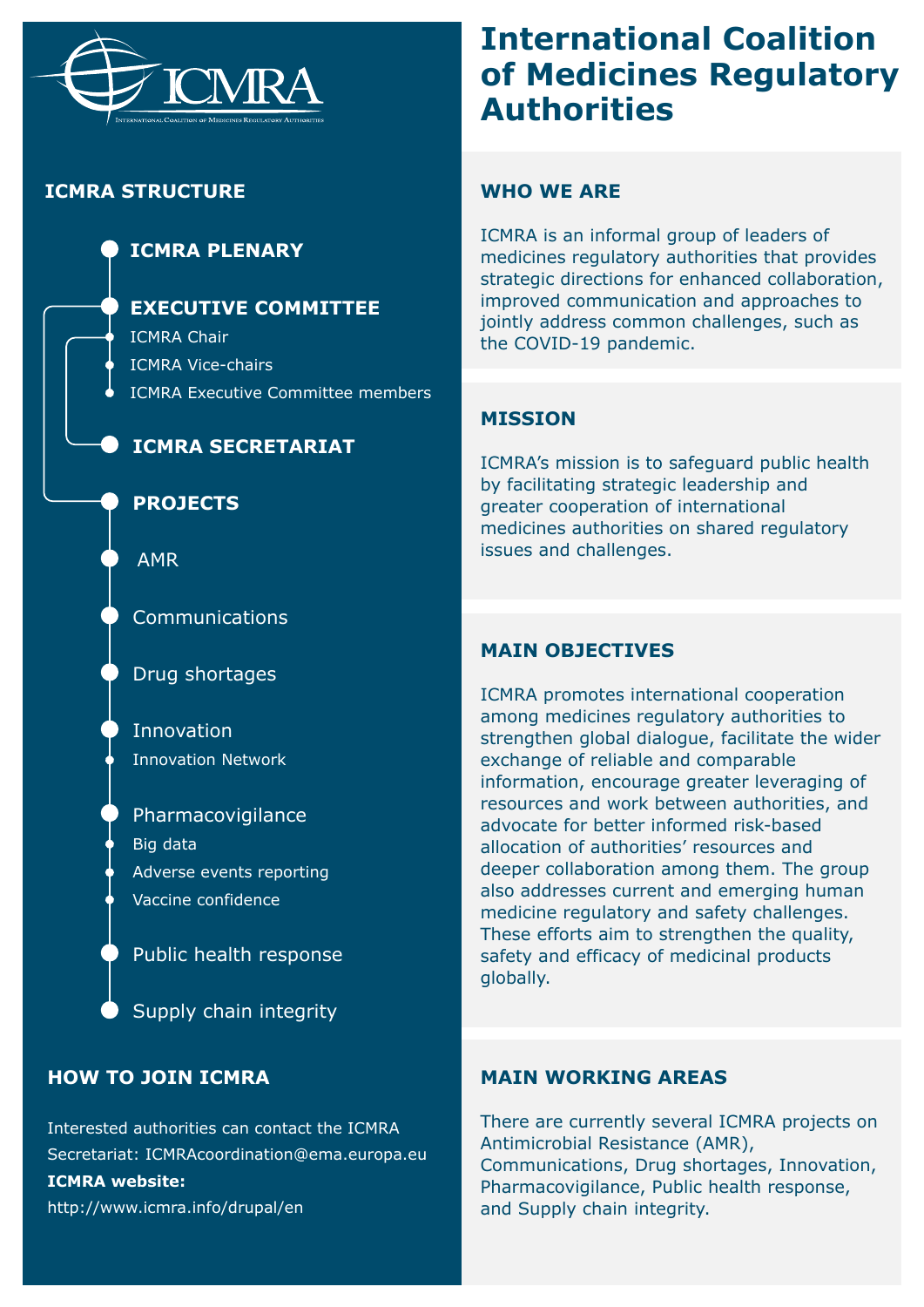# International Coalition of Medicines Regulatory Authorities

ICMRA

International Coalition of Medicines Regulatory Authorities

## ICMRA STRUCTURE

- **ICMRA PLENARY**
- **EXECUTIVE COMMITTEE**
  - ICMRA Chair
  - ICMRA Vice-chairs
  - ICMRA Executive Committee members
- **ICMRA SECRETARIAT**
- **PROJECTS**
  - AMR
  - Communications
  - Drug shortages
  - Innovation
    - Innovation Network
  - Pharmacovigilance
    - Big data
    - Adverse events reporting
    - Vaccine confidence
  - Public health response
  - Supply chain integrity

## HOW TO JOIN ICMRA

Interested authorities can contact the ICMRA Secretariat: ICMRAcoordination@ema.europa.eu

**ICMRA website:**

http://www.icmra.info/drupal/en

## WHO WE ARE

ICMRA is an informal group of leaders of medicines regulatory authorities that provides strategic directions for enhanced collaboration, improved communication and approaches to jointly address common challenges, such as the COVID-19 pandemic.

## MISSION

ICMRA's mission is to safeguard public health by facilitating strategic leadership and greater cooperation of international medicines authorities on shared regulatory issues and challenges.

## MAIN OBJECTIVES

ICMRA promotes international cooperation among medicines regulatory authorities to strengthen global dialogue, facilitate the wider exchange of reliable and comparable information, encourage greater leveraging of resources and work between authorities, and advocate for better informed risk-based allocation of authorities' resources and deeper collaboration among them. The group also addresses current and emerging human medicine regulatory and safety challenges. These efforts aim to strengthen the quality, safety and efficacy of medicinal products globally.

## MAIN WORKING AREAS

There are currently several ICMRA projects on Antimicrobial Resistance (AMR), Communications, Drug shortages, Innovation, Pharmacovigilance, Public health response, and Supply chain integrity.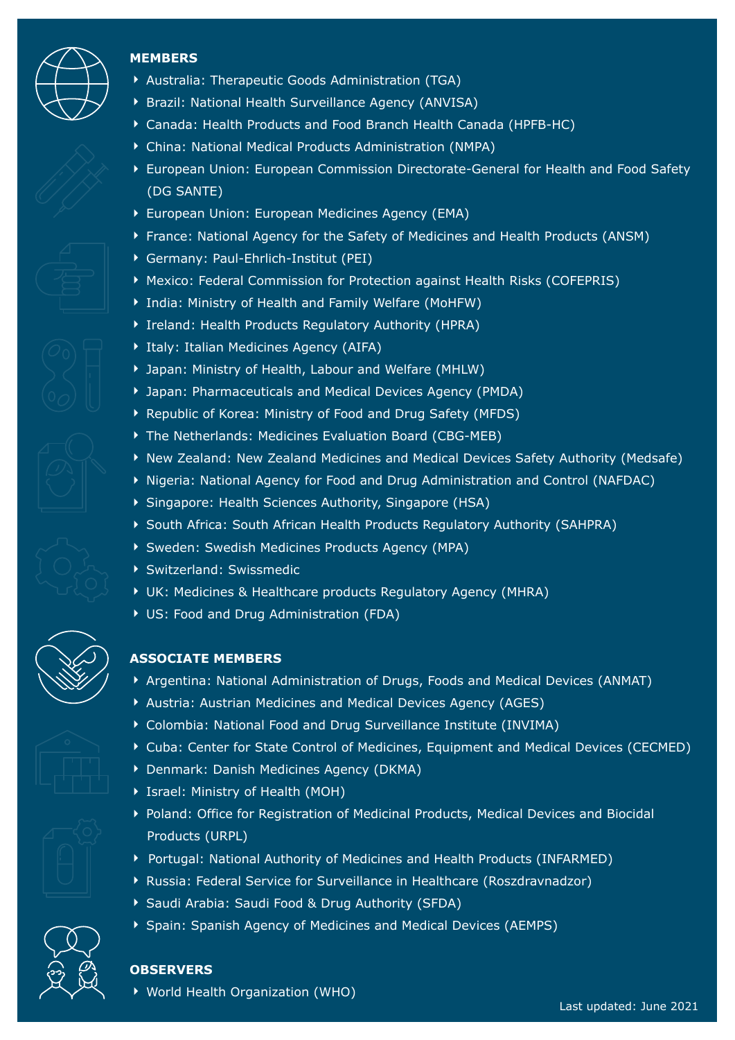## MEMBERS

- Australia: Therapeutic Goods Administration (TGA)
- Brazil: National Health Surveillance Agency (ANVISA)
- Canada: Health Products and Food Branch Health Canada (HPFB-HC)
- China: National Medical Products Administration (NMPA)
- European Union: European Commission Directorate-General for Health and Food Safety (DG SANTE)
- European Union: European Medicines Agency (EMA)
- France: National Agency for the Safety of Medicines and Health Products (ANSM)
- Germany: Paul-Ehrlich-Institut (PEI)
- Mexico: Federal Commission for Protection against Health Risks (COFEPRIS)
- India: Ministry of Health and Family Welfare (MoHFW)
- Ireland: Health Products Regulatory Authority (HPRA)
- Italy: Italian Medicines Agency (AIFA)
- Japan: Ministry of Health, Labour and Welfare (MHLW)
- Japan: Pharmaceuticals and Medical Devices Agency (PMDA)
- Republic of Korea: Ministry of Food and Drug Safety (MFDS)
- The Netherlands: Medicines Evaluation Board (CBG-MEB)
- New Zealand: New Zealand Medicines and Medical Devices Safety Authority (Medsafe)
- Nigeria: National Agency for Food and Drug Administration and Control (NAFDAC)
- Singapore: Health Sciences Authority, Singapore (HSA)
- South Africa: South African Health Products Regulatory Authority (SAHPRA)
- Sweden: Swedish Medicines Products Agency (MPA)
- Switzerland: Swissmedic
- UK: Medicines & Healthcare products Regulatory Agency (MHRA)
- US: Food and Drug Administration (FDA)

## ASSOCIATE MEMBERS

- Argentina: National Administration of Drugs, Foods and Medical Devices (ANMAT)
- Austria: Austrian Medicines and Medical Devices Agency (AGES)
- Colombia: National Food and Drug Surveillance Institute (INVIMA)
- Cuba: Center for State Control of Medicines, Equipment and Medical Devices (CECMED)
- Denmark: Danish Medicines Agency (DKMA)
- Israel: Ministry of Health (MOH)
- Poland: Office for Registration of Medicinal Products, Medical Devices and Biocidal Products (URPL)
- Portugal: National Authority of Medicines and Health Products (INFARMED)
- Russia: Federal Service for Surveillance in Healthcare (Roszdravnadzor)
- Saudi Arabia: Saudi Food & Drug Authority (SFDA)
- Spain: Spanish Agency of Medicines and Medical Devices (AEMPS)

## OBSERVERS

- World Health Organization (WHO)

Last updated: June 2021